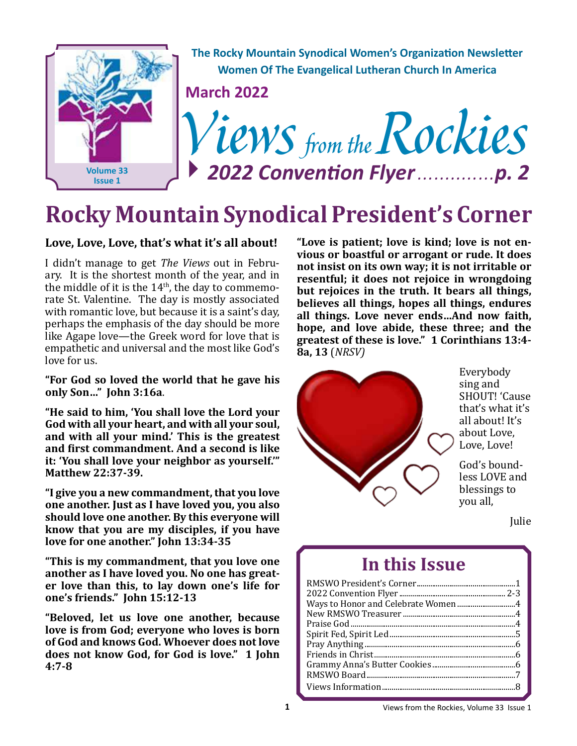The Rocky Mountain Synodical Women's Organization Newsletter
Women Of The Evangelical Lutheran Church In America

March 2022

Volume 33
Issue 1

# *Views from the Rockies*

▸ ***2022 Convention Flyer**..............**p. 2***

# Rocky Mountain Synodical President's Corner

**Love, Love, Love, that's what it's all about!**

I didn't manage to get *The Views* out in February. It is the shortest month of the year, and in the middle of it is the 14th, the day to commemorate St. Valentine. The day is mostly associated with romantic love, but because it is a saint's day, perhaps the emphasis of the day should be more like Agape love—the Greek word for love that is empathetic and universal and the most like God's love for us.

**"For God so loved the world that he gave his only Son…" John 3:16a**.

**"He said to him, 'You shall love the Lord your God with all your heart, and with all your soul, and with all your mind.' This is the greatest and first commandment. And a second is like it: 'You shall love your neighbor as yourself.'" Matthew 22:37-39.**

**"I give you a new commandment, that you love one another. Just as I have loved you, you also should love one another. By this everyone will know that you are my disciples, if you have love for one another." John 13:34-35**

**"This is my commandment, that you love one another as I have loved you. No one has greater love than this, to lay down one's life for one's friends." John 15:12-13**

**"Beloved, let us love one another, because love is from God; everyone who loves is born of God and knows God. Whoever does not love does not know God, for God is love." 1 John 4:7-8**

**"Love is patient; love is kind; love is not envious or boastful or arrogant or rude. It does not insist on its own way; it is not irritable or resentful; it does not rejoice in wrongdoing but rejoices in the truth. It bears all things, believes all things, hopes all things, endures all things. Love never ends…And now faith, hope, and love abide, these three; and the greatest of these is love." 1 Corinthians 13:4-8a, 13** (*NRSV)*

Everybody sing and SHOUT! 'Cause that's what it's all about! It's about Love, Love, Love!

God's boundless LOVE and blessings to you all,

Julie

## In this Issue

| | |
|---|---|
| RMSWO President's Corner | 1 |
| 2022 Convention Flyer | 2-3 |
| Ways to Honor and Celebrate Women | 4 |
| New RMSWO Treasurer | 4 |
| Praise God | 4 |
| Spirit Fed, Spirit Led | 5 |
| Pray Anything | 6 |
| Friends in Christ | 6 |
| Grammy Anna's Butter Cookies | 6 |
| RMSWO Board | 7 |
| Views Information | 8 |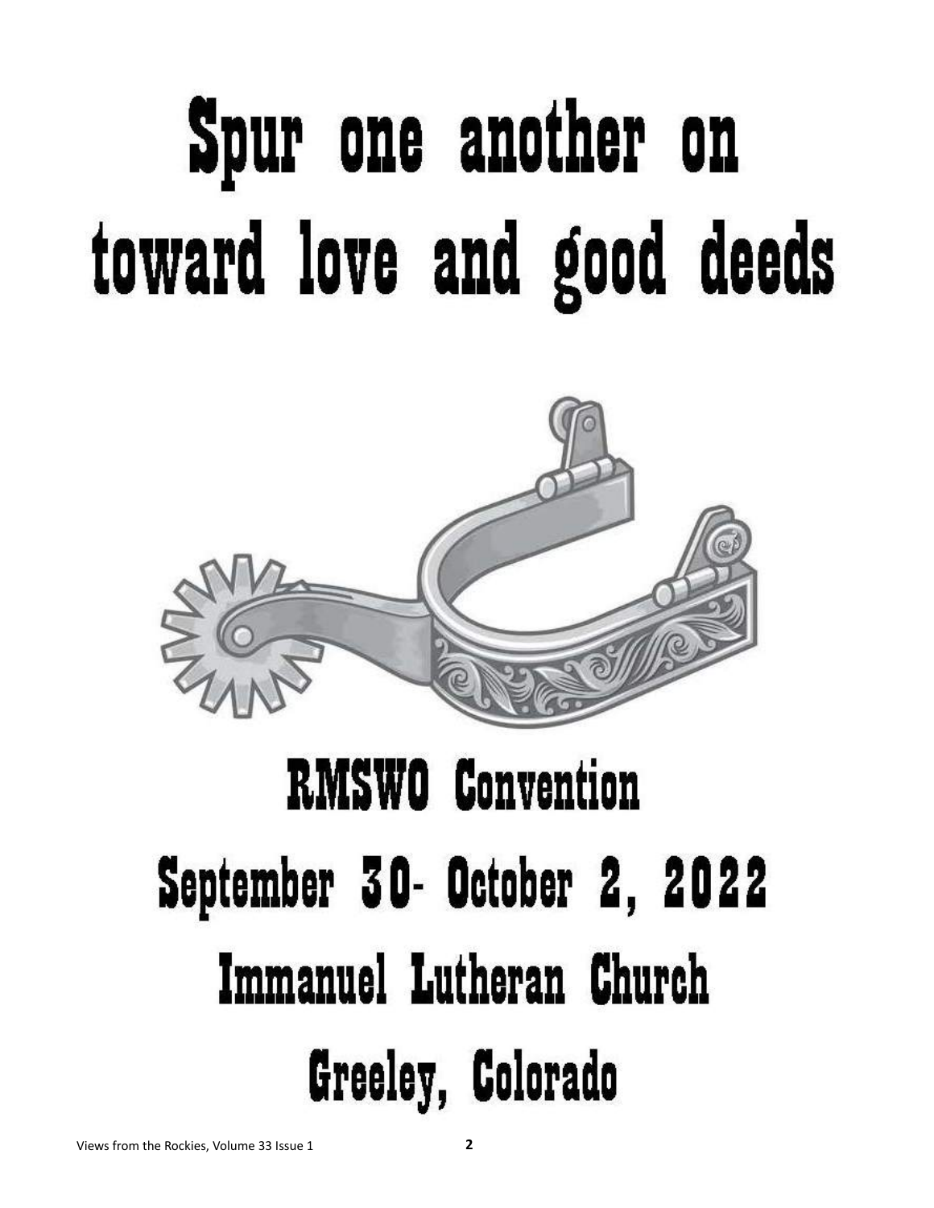# Spur one another on toward love and good deeds

## RMSWO Convention

## September 30- October 2, 2022

## Immanuel Lutheran Church

## Greeley, Colorado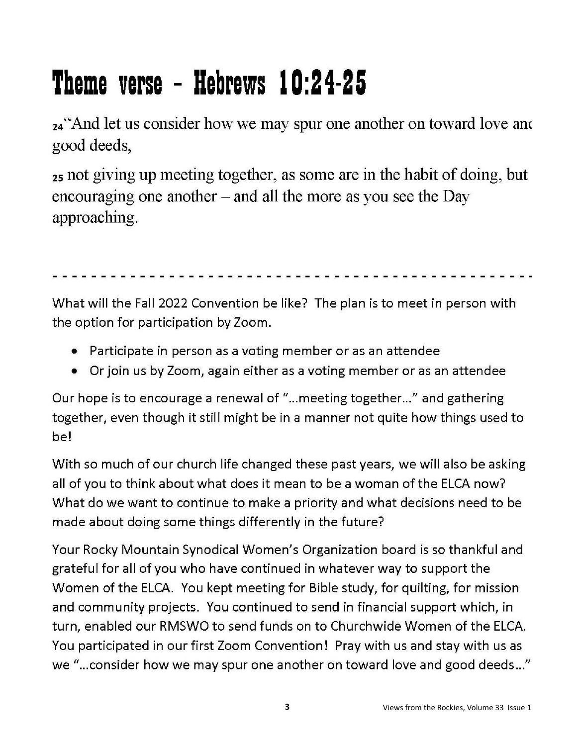# Theme verse - Hebrews 10:24-25

[24]"And let us consider how we may spur one another on toward love and good deeds,

[25] not giving up meeting together, as some are in the habit of doing, but encouraging one another – and all the more as you see the Day approaching.

---

What will the Fall 2022 Convention be like? The plan is to meet in person with the option for participation by Zoom.

- Participate in person as a voting member or as an attendee
- Or join us by Zoom, again either as a voting member or as an attendee

Our hope is to encourage a renewal of "...meeting together..." and gathering together, even though it still might be in a manner not quite how things used to be!

With so much of our church life changed these past years, we will also be asking all of you to think about what does it mean to be a woman of the ELCA now? What do we want to continue to make a priority and what decisions need to be made about doing some things differently in the future?

Your Rocky Mountain Synodical Women's Organization board is so thankful and grateful for all of you who have continued in whatever way to support the Women of the ELCA. You kept meeting for Bible study, for quilting, for mission and community projects. You continued to send in financial support which, in turn, enabled our RMSWO to send funds on to Churchwide Women of the ELCA. You participated in our first Zoom Convention! Pray with us and stay with us as we "...consider how we may spur one another on toward love and good deeds..."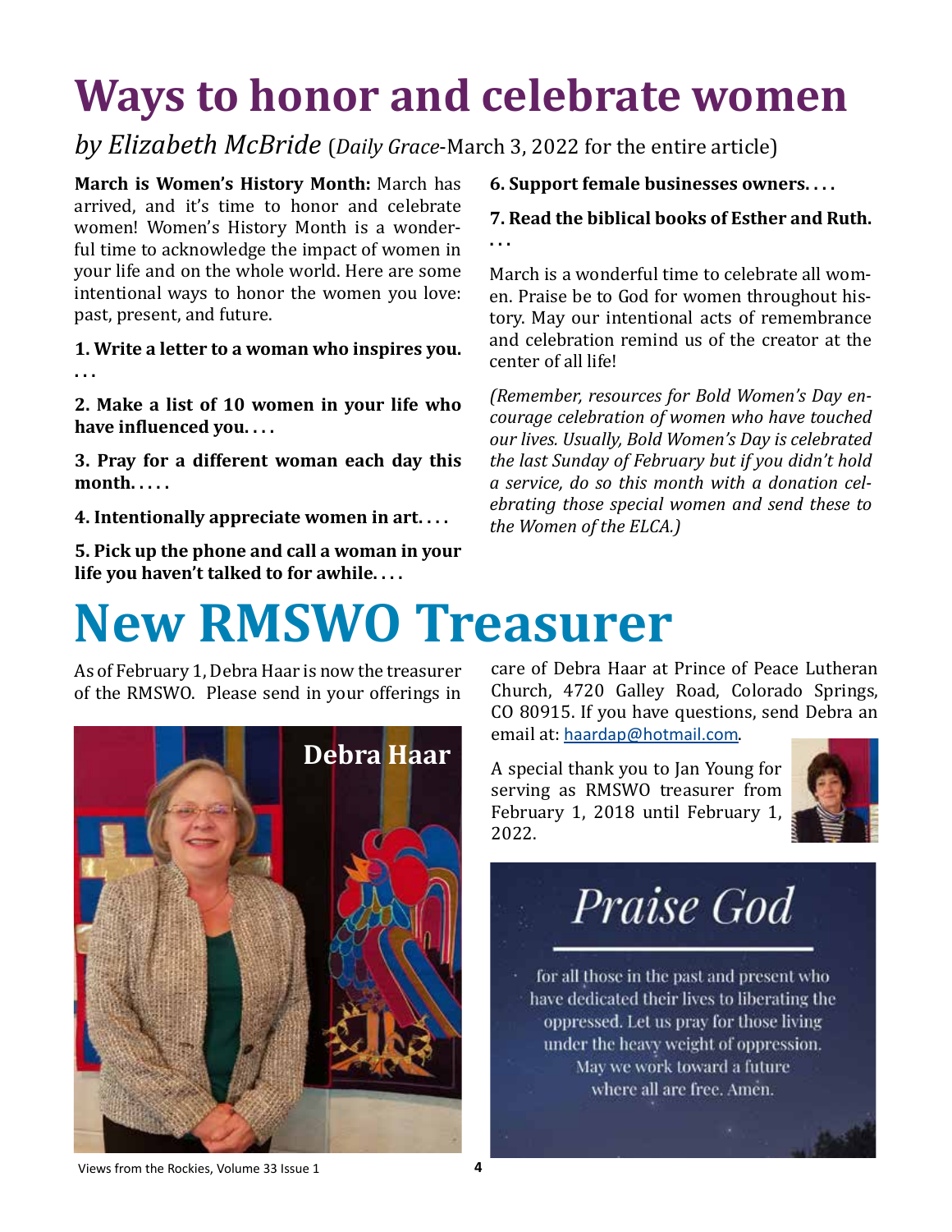# Ways to honor and celebrate women

*by Elizabeth McBride* (*Daily Grace*-March 3, 2022 for the entire article)

**March is Women's History Month:** March has arrived, and it's time to honor and celebrate women! Women's History Month is a wonderful time to acknowledge the impact of women in your life and on the whole world. Here are some intentional ways to honor the women you love: past, present, and future.

**1. Write a letter to a woman who inspires you. . . .**

**2. Make a list of 10 women in your life who have influenced you. . . .**

**3. Pray for a different woman each day this month. . . . .**

**4. Intentionally appreciate women in art. . . .**

**5. Pick up the phone and call a woman in your life you haven't talked to for awhile. . . .**

**6. Support female businesses owners. . . .**

**7. Read the biblical books of Esther and Ruth. . . .**

March is a wonderful time to celebrate all women. Praise be to God for women throughout history. May our intentional acts of remembrance and celebration remind us of the creator at the center of all life!

*(Remember, resources for Bold Women's Day encourage celebration of women who have touched our lives. Usually, Bold Women's Day is celebrated the last Sunday of February but if you didn't hold a service, do so this month with a donation celebrating those special women and send these to the Women of the ELCA.)*

# New RMSWO Treasurer

As of February 1, Debra Haar is now the treasurer of the RMSWO. Please send in your offerings in care of Debra Haar at Prince of Peace Lutheran Church, 4720 Galley Road, Colorado Springs, CO 80915. If you have questions, send Debra an email at: haardap@hotmail.com.

Debra Haar

A special thank you to Jan Young for serving as RMSWO treasurer from February 1, 2018 until February 1, 2022.

*Praise God*

for all those in the past and present who have dedicated their lives to liberating the oppressed. Let us pray for those living under the heavy weight of oppression. May we work toward a future where all are free. Amen.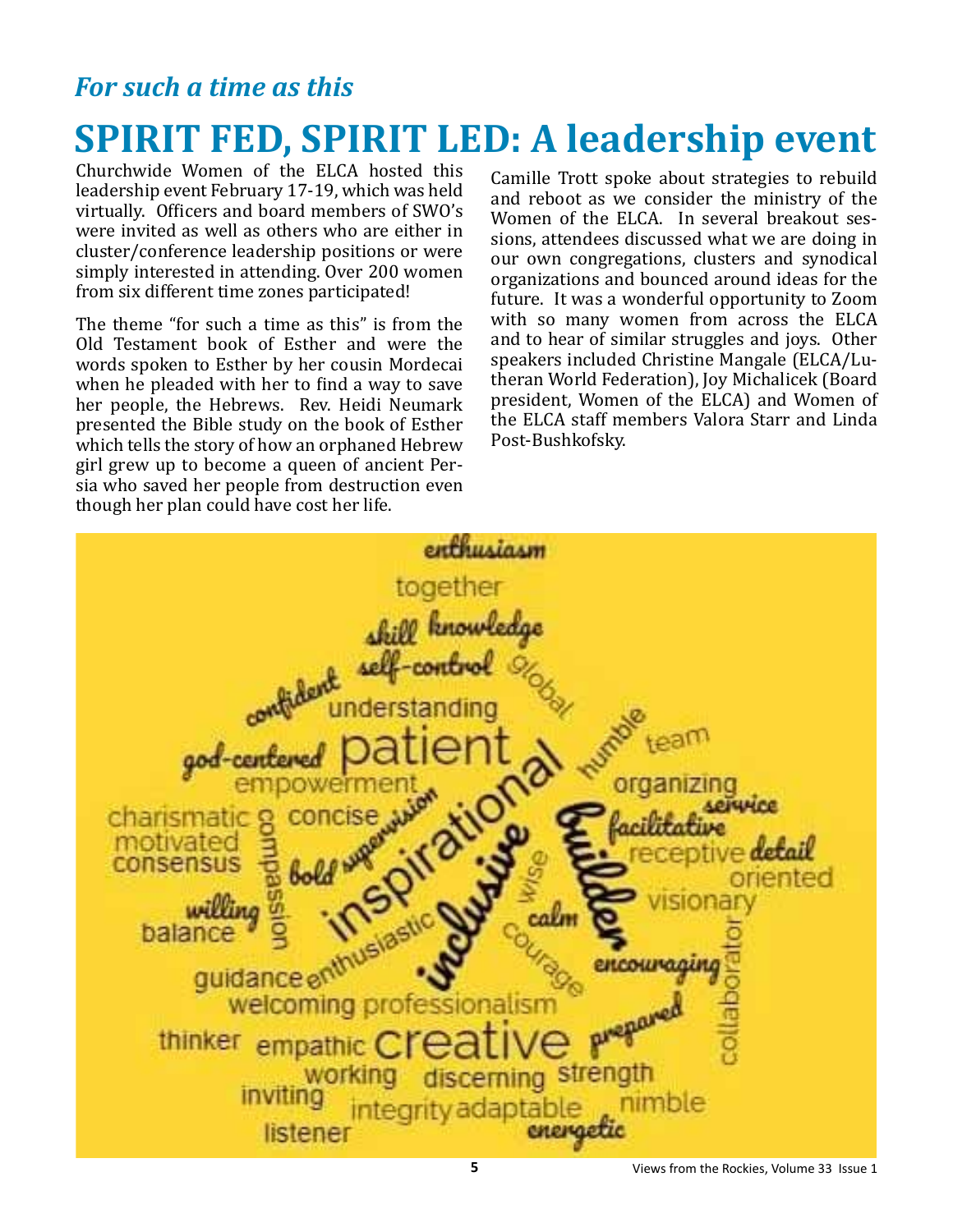## *For such a time as this*

# SPIRIT FED, SPIRIT LED: A leadership event

Churchwide Women of the ELCA hosted this leadership event February 17-19, which was held virtually. Officers and board members of SWO's were invited as well as others who are either in cluster/conference leadership positions or were simply interested in attending. Over 200 women from six different time zones participated!

The theme "for such a time as this" is from the Old Testament book of Esther and were the words spoken to Esther by her cousin Mordecai when he pleaded with her to find a way to save her people, the Hebrews. Rev. Heidi Neumark presented the Bible study on the book of Esther which tells the story of how an orphaned Hebrew girl grew up to become a queen of ancient Persia who saved her people from destruction even though her plan could have cost her life.

Camille Trott spoke about strategies to rebuild and reboot as we consider the ministry of the Women of the ELCA. In several breakout sessions, attendees discussed what we are doing in our own congregations, clusters and synodical organizations and bounced around ideas for the future. It was a wonderful opportunity to Zoom with so many women from across the ELCA and to hear of similar struggles and joys. Other speakers included Christine Mangale (ELCA/Lutheran World Federation), Joy Michalicek (Board president, Women of the ELCA) and Women of the ELCA staff members Valora Starr and Linda Post-Bushkofsky.

enthusiasm
together
skill knowledge
self-control global
confident understanding
god-centered patient humble team
empowerment organizing
charismatic compassion concise supervision service facilitative
motivated inspirational inclusive builder receptive detail
consensus bold wise oriented
willing calm visionary
balance enthusiastic courage encouraging collaborator
guidance welcoming professionalism
thinker empathic creative prepared
working discerning strength
inviting integrity adaptable nimble
listener energetic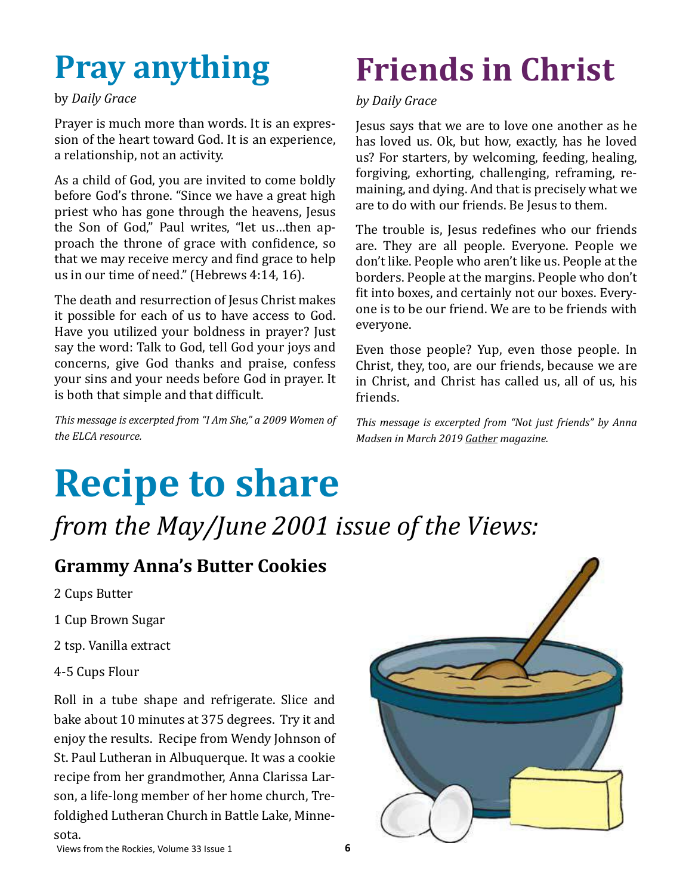# Pray anything

by *Daily Grace*

Prayer is much more than words. It is an expression of the heart toward God. It is an experience, a relationship, not an activity.

As a child of God, you are invited to come boldly before God's throne. "Since we have a great high priest who has gone through the heavens, Jesus the Son of God," Paul writes, "let us…then approach the throne of grace with confidence, so that we may receive mercy and find grace to help us in our time of need." (Hebrews 4:14, 16).

The death and resurrection of Jesus Christ makes it possible for each of us to have access to God. Have you utilized your boldness in prayer? Just say the word: Talk to God, tell God your joys and concerns, give God thanks and praise, confess your sins and your needs before God in prayer. It is both that simple and that difficult.

*This message is excerpted from "I Am She," a 2009 Women of the ELCA resource.*

# Friends in Christ

*by Daily Grace*

Jesus says that we are to love one another as he has loved us. Ok, but how, exactly, has he loved us? For starters, by welcoming, feeding, healing, forgiving, exhorting, challenging, reframing, remaining, and dying. And that is precisely what we are to do with our friends. Be Jesus to them.

The trouble is, Jesus redefines who our friends are. They are all people. Everyone. People we don't like. People who aren't like us. People at the borders. People at the margins. People who don't fit into boxes, and certainly not our boxes. Everyone is to be our friend. We are to be friends with everyone.

Even those people? Yup, even those people. In Christ, they, too, are our friends, because we are in Christ, and Christ has called us, all of us, his friends.

*This message is excerpted from "Not just friends" by Anna Madsen in March 2019 Gather magazine.*

# Recipe to share

## *from the May/June 2001 issue of the Views:*

### Grammy Anna's Butter Cookies

2 Cups Butter

1 Cup Brown Sugar

2 tsp. Vanilla extract

4-5 Cups Flour

Roll in a tube shape and refrigerate. Slice and bake about 10 minutes at 375 degrees. Try it and enjoy the results. Recipe from Wendy Johnson of St. Paul Lutheran in Albuquerque. It was a cookie recipe from her grandmother, Anna Clarissa Larson, a life-long member of her home church, Trefoldighed Lutheran Church in Battle Lake, Minnesota.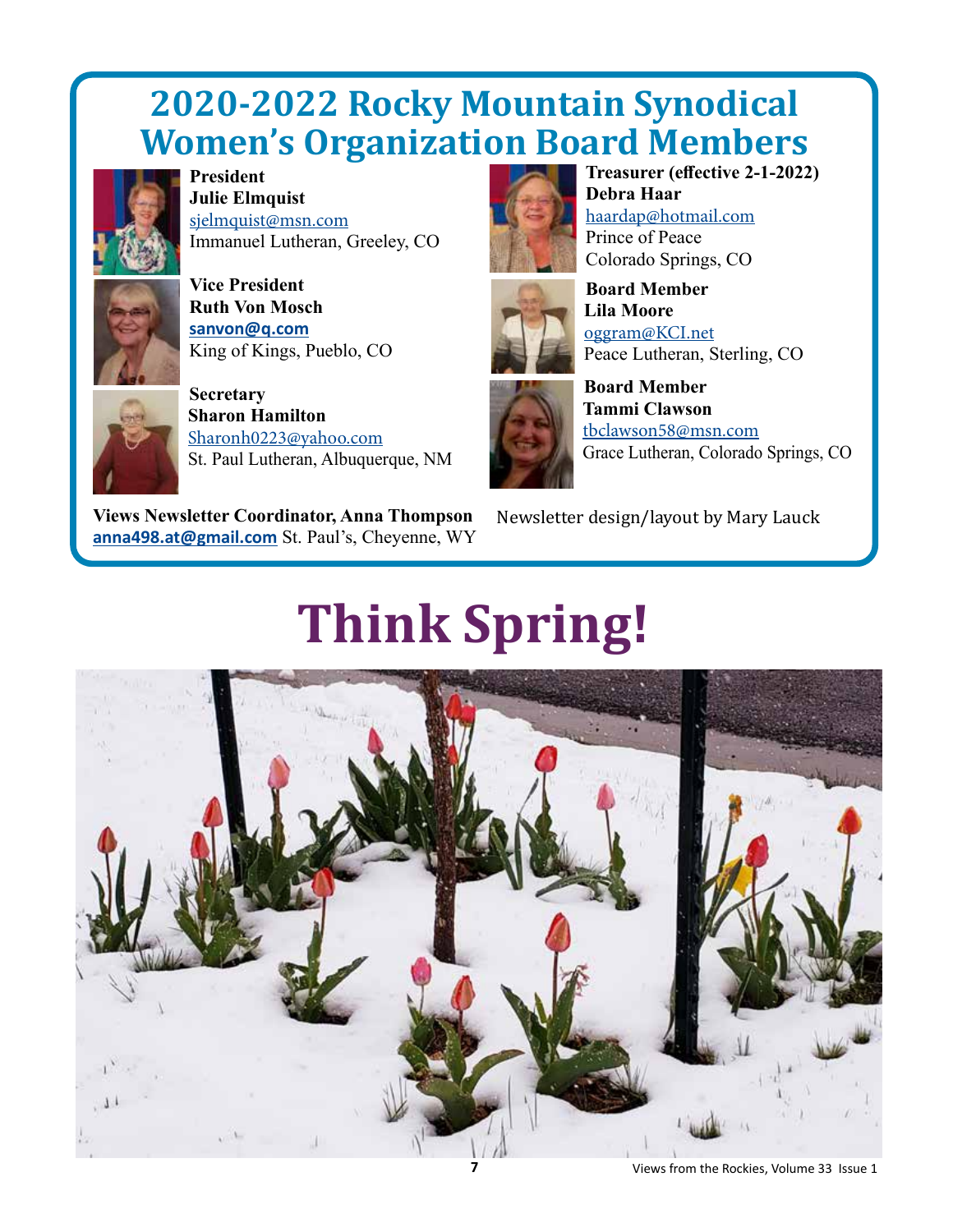# 2020-2022 Rocky Mountain Synodical Women's Organization Board Members

**President**
**Julie Elmquist**
sjelmquist@msn.com
Immanuel Lutheran, Greeley, CO

**Vice President**
**Ruth Von Mosch**
**sanvon@q.com**
King of Kings, Pueblo, CO

**Secretary**
**Sharon Hamilton**
Sharonh0223@yahoo.com
St. Paul Lutheran, Albuquerque, NM

**Treasurer (effective 2-1-2022)**
**Debra Haar**
haardap@hotmail.com
Prince of Peace
Colorado Springs, CO

**Board Member**
**Lila Moore**
oggram@KCI.net
Peace Lutheran, Sterling, CO

**Board Member**
**Tammi Clawson**
tbclawson58@msn.com
Grace Lutheran, Colorado Springs, CO

**Views Newsletter Coordinator, Anna Thompson**
**anna498.at@gmail.com** St. Paul's, Cheyenne, WY

Newsletter design/layout by Mary Lauck

# Think Spring!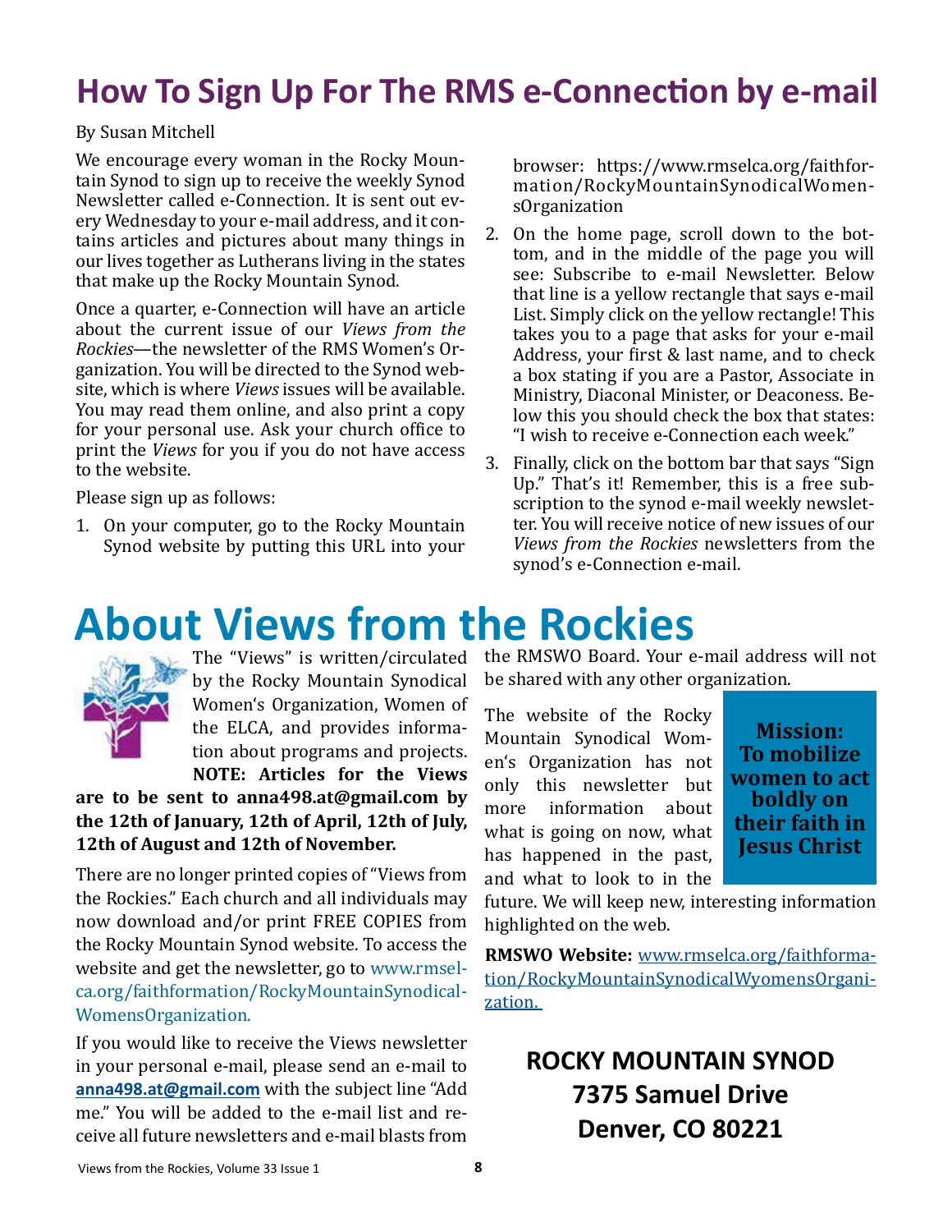# How To Sign Up For The RMS e-Connection by e-mail

By Susan Mitchell

We encourage every woman in the Rocky Mountain Synod to sign up to receive the weekly Synod Newsletter called e-Connection. It is sent out every Wednesday to your e-mail address, and it contains articles and pictures about many things in our lives together as Lutherans living in the states that make up the Rocky Mountain Synod.

Once a quarter, e-Connection will have an article about the current issue of our *Views from the Rockies*—the newsletter of the RMS Women's Organization. You will be directed to the Synod website, which is where *Views* issues will be available. You may read them online, and also print a copy for your personal use. Ask your church office to print the *Views* for you if you do not have access to the website.

Please sign up as follows:

1. On your computer, go to the Rocky Mountain Synod website by putting this URL into your browser: https://www.rmselca.org/faithformation/RockyMountainSynodicalWomensOrganization
2. On the home page, scroll down to the bottom, and in the middle of the page you will see: Subscribe to e-mail Newsletter. Below that line is a yellow rectangle that says e-mail List. Simply click on the yellow rectangle! This takes you to a page that asks for your e-mail Address, your first & last name, and to check a box stating if you are a Pastor, Associate in Ministry, Diaconal Minister, or Deaconess. Below this you should check the box that states: "I wish to receive e-Connection each week."
3. Finally, click on the bottom bar that says "Sign Up." That's it! Remember, this is a free subscription to the synod e-mail weekly newsletter. You will receive notice of new issues of our *Views from the Rockies* newsletters from the synod's e-Connection e-mail.

# About Views from the Rockies

The "Views" is written/circulated by the Rocky Mountain Synodical Women's Organization, Women of the ELCA, and provides information about programs and projects. **NOTE: Articles for the Views are to be sent to anna498.at@gmail.com by the 12th of January, 12th of April, 12th of July, 12th of August and 12th of November.**

There are no longer printed copies of "Views from the Rockies." Each church and all individuals may now download and/or print FREE COPIES from the Rocky Mountain Synod website. To access the website and get the newsletter, go to www.rmselca.org/faithformation/RockyMountainSynodicalWomensOrganization.

If you would like to receive the Views newsletter in your personal e-mail, please send an e-mail to **anna498.at@gmail.com** with the subject line "Add me." You will be added to the e-mail list and receive all future newsletters and e-mail blasts from the RMSWO Board. Your e-mail address will not be shared with any other organization.

The website of the Rocky Mountain Synodical Women's Organization has not only this newsletter but more information about what is going on now, what has happened in the past, and what to look to in the future. We will keep new, interesting information highlighted on the web.

**Mission: To mobilize women to act boldly on their faith in Jesus Christ**

**RMSWO Website:** www.rmselca.org/faithformation/RockyMountainSynodicalWyomensOrganization.

**ROCKY MOUNTAIN SYNOD**
**7375 Samuel Drive**
**Denver, CO 80221**